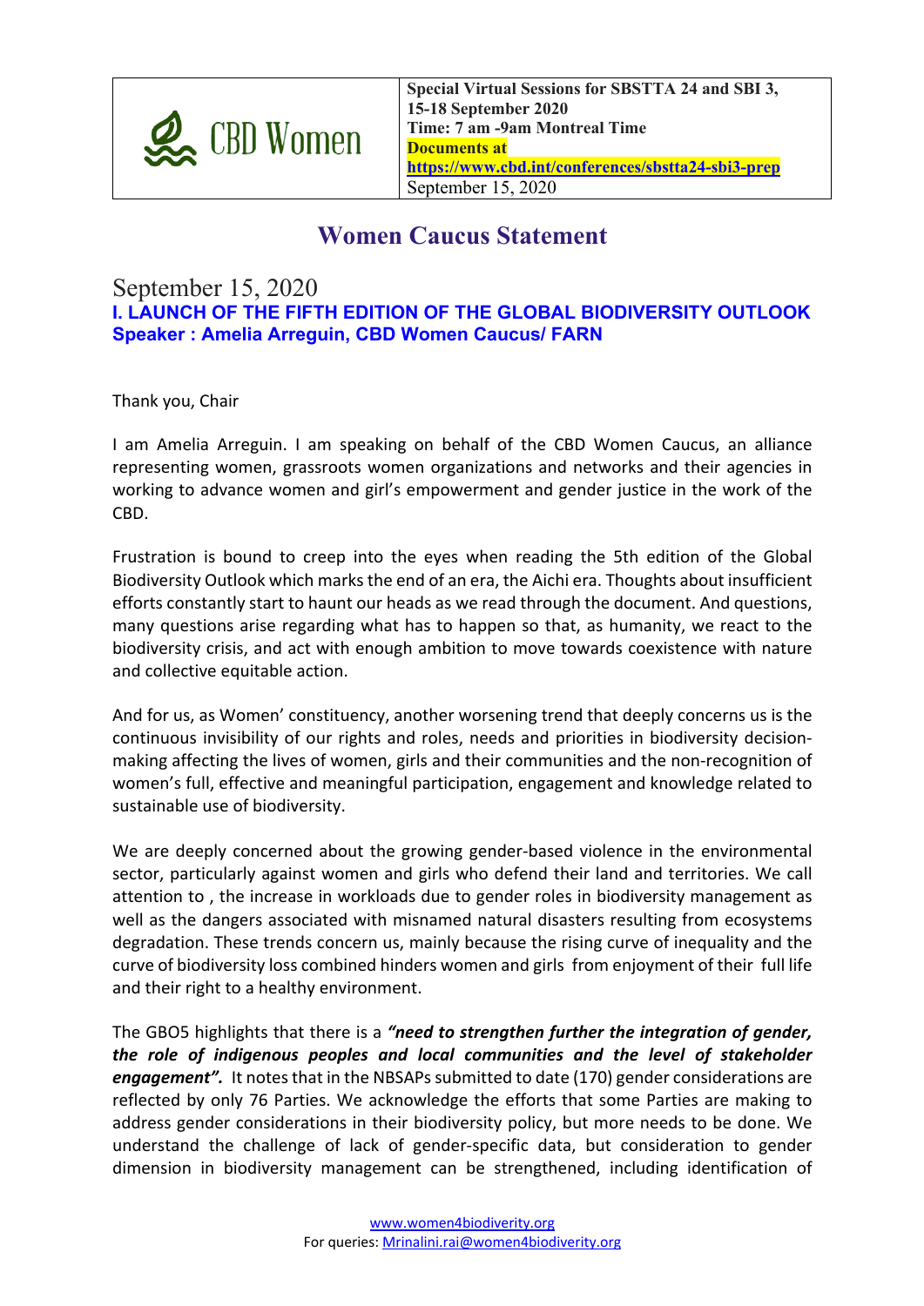| CBD Women | **Special Virtual Sessions for SBSTTA 24 and SBI 3, 15-18 September 2020**<br>**Time: 7 am -9am Montreal Time**<br>**Documents at**<br>**https://www.cbd.int/conferences/sbstta24-sbi3-prep**<br>September 15, 2020 |
|---|---|

# Women Caucus Statement

September 15, 2020

## I. LAUNCH OF THE FIFTH EDITION OF THE GLOBAL BIODIVERSITY OUTLOOK

**Speaker : Amelia Arreguin, CBD Women Caucus/ FARN**

Thank you, Chair

I am Amelia Arreguin. I am speaking on behalf of the CBD Women Caucus, an alliance representing women, grassroots women organizations and networks and their agencies in working to advance women and girl's empowerment and gender justice in the work of the CBD.

Frustration is bound to creep into the eyes when reading the 5th edition of the Global Biodiversity Outlook which marks the end of an era, the Aichi era. Thoughts about insufficient efforts constantly start to haunt our heads as we read through the document. And questions, many questions arise regarding what has to happen so that, as humanity, we react to the biodiversity crisis, and act with enough ambition to move towards coexistence with nature and collective equitable action.

And for us, as Women' constituency, another worsening trend that deeply concerns us is the continuous invisibility of our rights and roles, needs and priorities in biodiversity decision-making affecting the lives of women, girls and their communities and the non-recognition of women's full, effective and meaningful participation, engagement and knowledge related to sustainable use of biodiversity.

We are deeply concerned about the growing gender-based violence in the environmental sector, particularly against women and girls who defend their land and territories. We call attention to , the increase in workloads due to gender roles in biodiversity management as well as the dangers associated with misnamed natural disasters resulting from ecosystems degradation. These trends concern us, mainly because the rising curve of inequality and the curve of biodiversity loss combined hinders women and girls from enjoyment of their full life and their right to a healthy environment.

The GBO5 highlights that there is a ***"need to strengthen further the integration of gender, the role of indigenous peoples and local communities and the level of stakeholder engagement".*** It notes that in the NBSAPs submitted to date (170) gender considerations are reflected by only 76 Parties. We acknowledge the efforts that some Parties are making to address gender considerations in their biodiversity policy, but more needs to be done. We understand the challenge of lack of gender-specific data, but consideration to gender dimension in biodiversity management can be strengthened, including identification of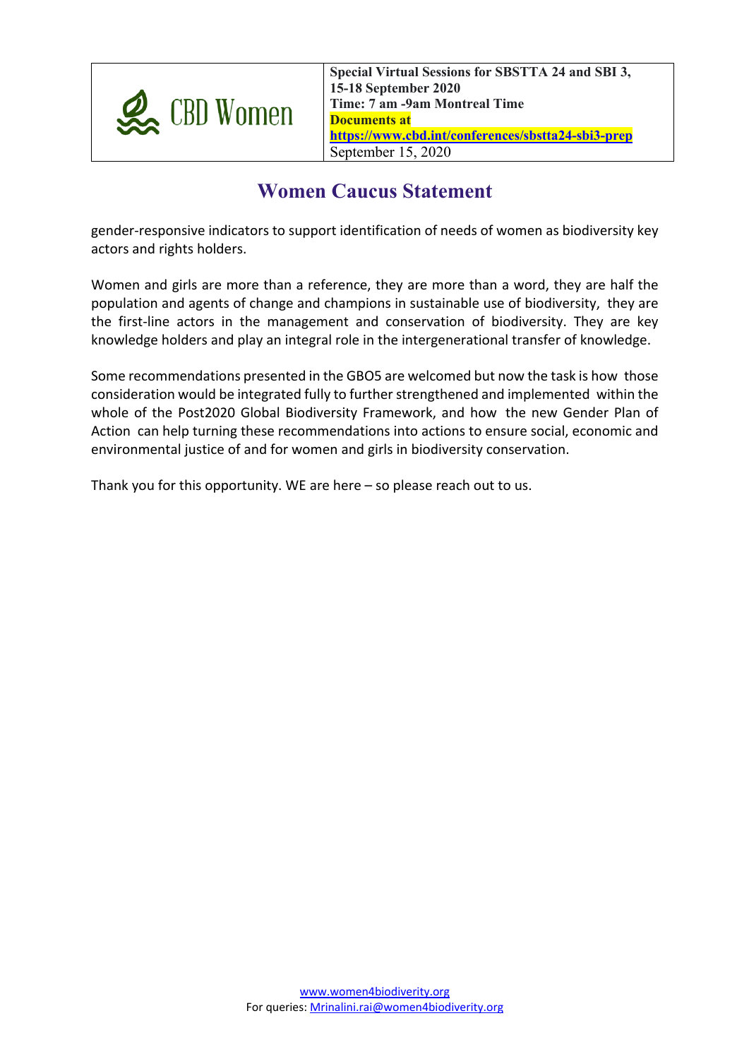| | |
|---|---|
| CBD Women | **Special Virtual Sessions for SBSTTA 24 and SBI 3, 15-18 September 2020**<br>**Time: 7 am -9am Montreal Time**<br>**Documents at**<br>**https://www.cbd.int/conferences/sbstta24-sbi3-prep**<br>September 15, 2020 |

# Women Caucus Statement

gender-responsive indicators to support identification of needs of women as biodiversity key actors and rights holders.

Women and girls are more than a reference, they are more than a word, they are half the population and agents of change and champions in sustainable use of biodiversity, they are the first-line actors in the management and conservation of biodiversity. They are key knowledge holders and play an integral role in the intergenerational transfer of knowledge.

Some recommendations presented in the GBO5 are welcomed but now the task is how those consideration would be integrated fully to further strengthened and implemented within the whole of the Post2020 Global Biodiversity Framework, and how the new Gender Plan of Action can help turning these recommendations into actions to ensure social, economic and environmental justice of and for women and girls in biodiversity conservation.

Thank you for this opportunity. WE are here – so please reach out to us.

www.women4biodiverity.org
For queries: Mrinalini.rai@women4biodiverity.org